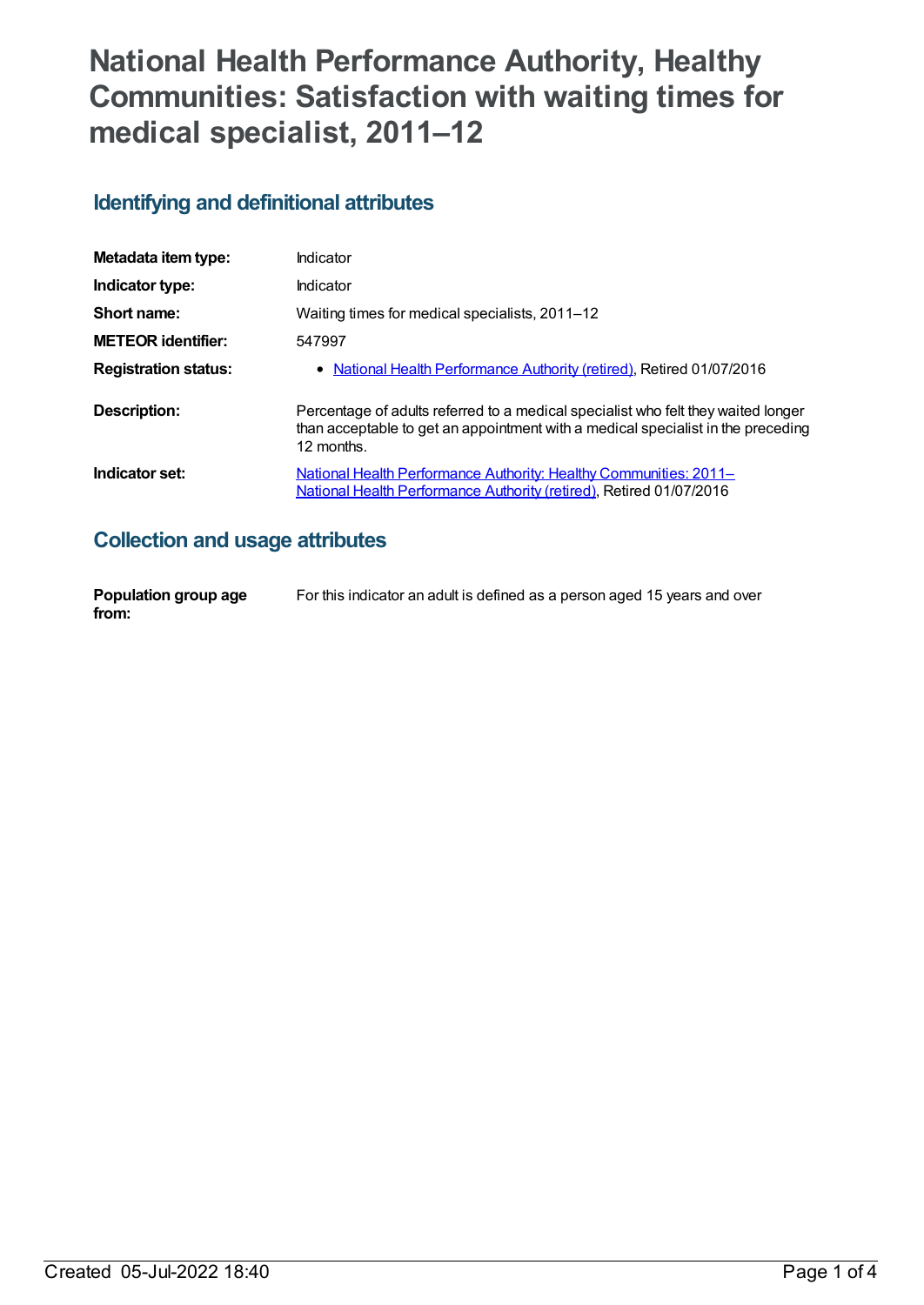# National Health Performance Authority, Healthy Communities: Satisfaction with waiting times for medical specialist, 2011–12

## Identifying and definitional attributes

| | |
|---|---|
| **Metadata item type:** | Indicator |
| **Indicator type:** | Indicator |
| **Short name:** | Waiting times for medical specialists, 2011–12 |
| **METEOR identifier:** | 547997 |
| **Registration status:** | • National Health Performance Authority (retired), Retired 01/07/2016 |
| **Description:** | Percentage of adults referred to a medical specialist who felt they waited longer than acceptable to get an appointment with a medical specialist in the preceding 12 months. |
| **Indicator set:** | National Health Performance Authority: Healthy Communities: 2011– National Health Performance Authority (retired), Retired 01/07/2016 |

## Collection and usage attributes

| | |
|---|---|
| **Population group age from:** | For this indicator an adult is defined as a person aged 15 years and over |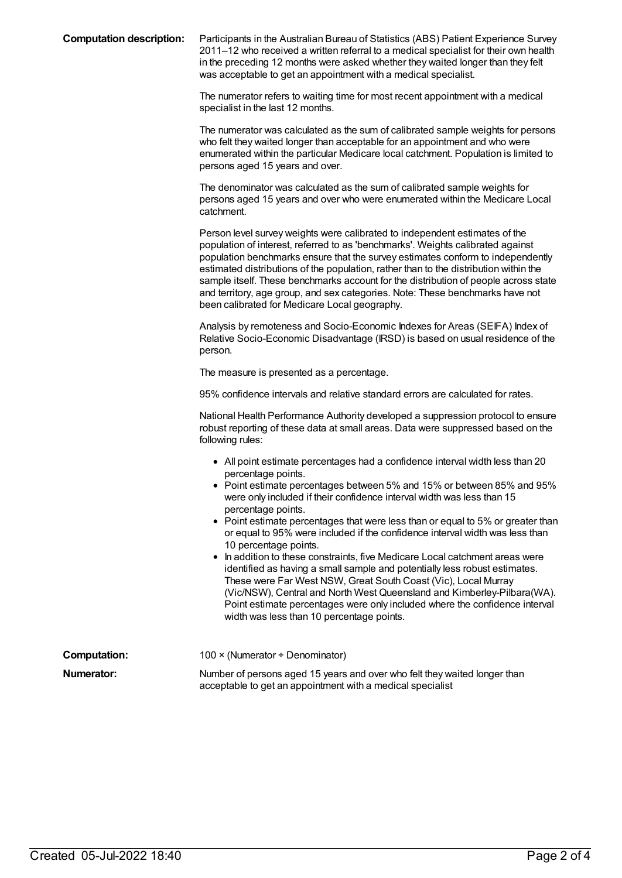**Computation description:** Participants in the Australian Bureau of Statistics (ABS) Patient Experience Survey 2011–12 who received a written referral to a medical specialist for their own health in the preceding 12 months were asked whether they waited longer than they felt was acceptable to get an appointment with a medical specialist.

The numerator refers to waiting time for most recent appointment with a medical specialist in the last 12 months.

The numerator was calculated as the sum of calibrated sample weights for persons who felt they waited longer than acceptable for an appointment and who were enumerated within the particular Medicare local catchment. Population is limited to persons aged 15 years and over.

The denominator was calculated as the sum of calibrated sample weights for persons aged 15 years and over who were enumerated within the Medicare Local catchment.

Person level survey weights were calibrated to independent estimates of the population of interest, referred to as 'benchmarks'. Weights calibrated against population benchmarks ensure that the survey estimates conform to independently estimated distributions of the population, rather than to the distribution within the sample itself. These benchmarks account for the distribution of people across state and territory, age group, and sex categories. Note: These benchmarks have not been calibrated for Medicare Local geography.

Analysis by remoteness and Socio-Economic Indexes for Areas (SEIFA) Index of Relative Socio-Economic Disadvantage (IRSD) is based on usual residence of the person.

The measure is presented as a percentage.

95% confidence intervals and relative standard errors are calculated for rates.

National Health Performance Authority developed a suppression protocol to ensure robust reporting of these data at small areas. Data were suppressed based on the following rules:

- All point estimate percentages had a confidence interval width less than 20 percentage points.
- Point estimate percentages between 5% and 15% or between 85% and 95% were only included if their confidence interval width was less than 15 percentage points.
- Point estimate percentages that were less than or equal to 5% or greater than or equal to 95% were included if the confidence interval width was less than 10 percentage points.
- In addition to these constraints, five Medicare Local catchment areas were identified as having a small sample and potentially less robust estimates. These were Far West NSW, Great South Coast (Vic), Local Murray (Vic/NSW), Central and North West Queensland and Kimberley-Pilbara(WA). Point estimate percentages were only included where the confidence interval width was less than 10 percentage points.

**Computation:** 100 × (Numerator ÷ Denominator)

**Numerator:** Number of persons aged 15 years and over who felt they waited longer than acceptable to get an appointment with a medical specialist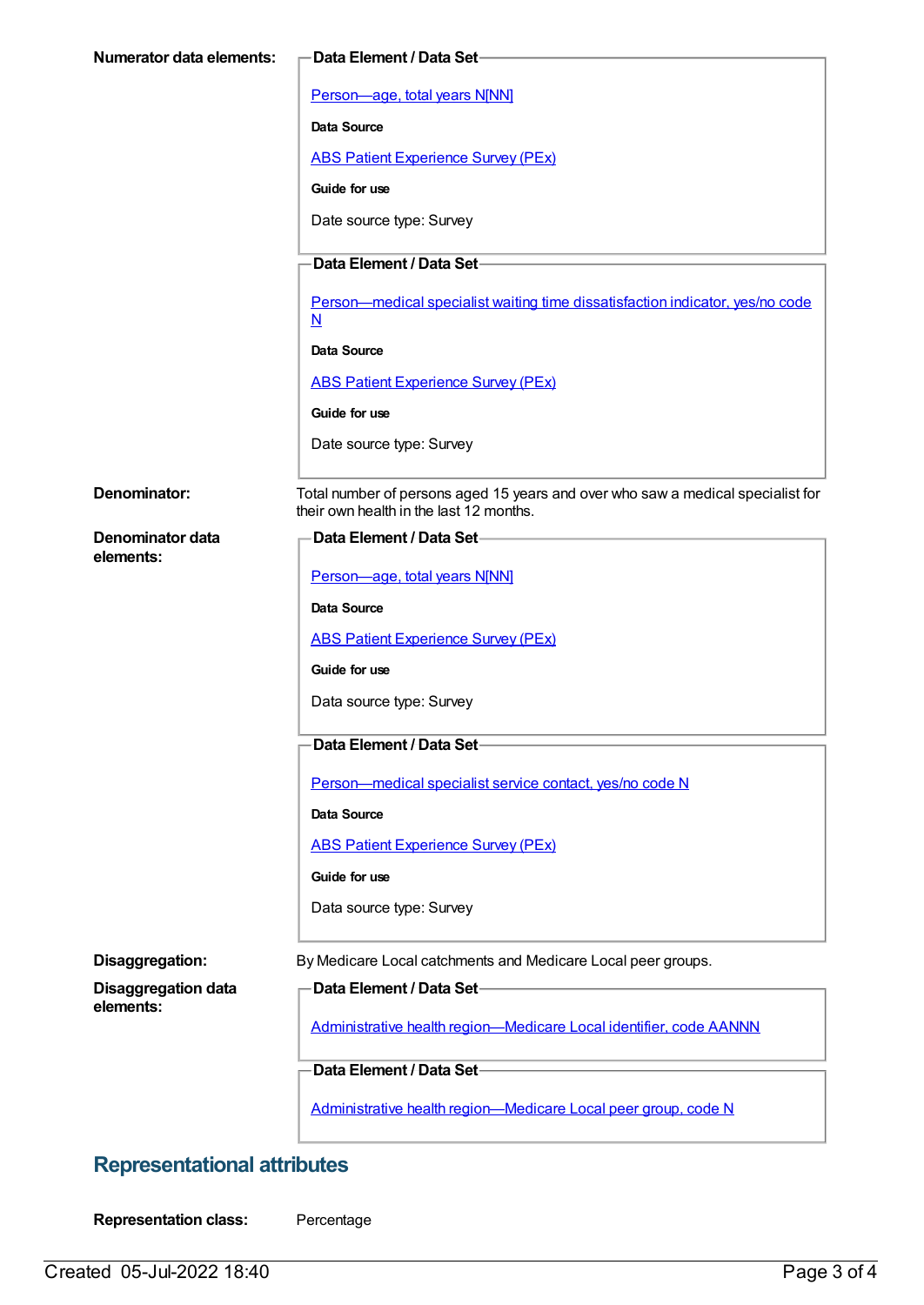**Numerator data elements:**

**Data Element / Data Set**

Person—age, total years N[NN]

**Data Source**

ABS Patient Experience Survey (PEx)

**Guide for use**

Date source type: Survey

**Data Element / Data Set**

Person—medical specialist waiting time dissatisfaction indicator, yes/no code N

**Data Source**

ABS Patient Experience Survey (PEx)

**Guide for use**

Date source type: Survey

**Denominator:** Total number of persons aged 15 years and over who saw a medical specialist for their own health in the last 12 months.

**Denominator data elements:**

**Data Element / Data Set**

Person—age, total years N[NN]

**Data Source**

ABS Patient Experience Survey (PEx)

**Guide for use**

Data source type: Survey

**Data Element / Data Set**

Person—medical specialist service contact, yes/no code N

**Data Source**

ABS Patient Experience Survey (PEx)

**Guide for use**

Data source type: Survey

**Disaggregation:** By Medicare Local catchments and Medicare Local peer groups.

**Disaggregation data elements:**

**Data Element / Data Set**

Administrative health region—Medicare Local identifier, code AANNN

**Data Element / Data Set**

Administrative health region—Medicare Local peer group, code N

## Representational attributes

**Representation class:** Percentage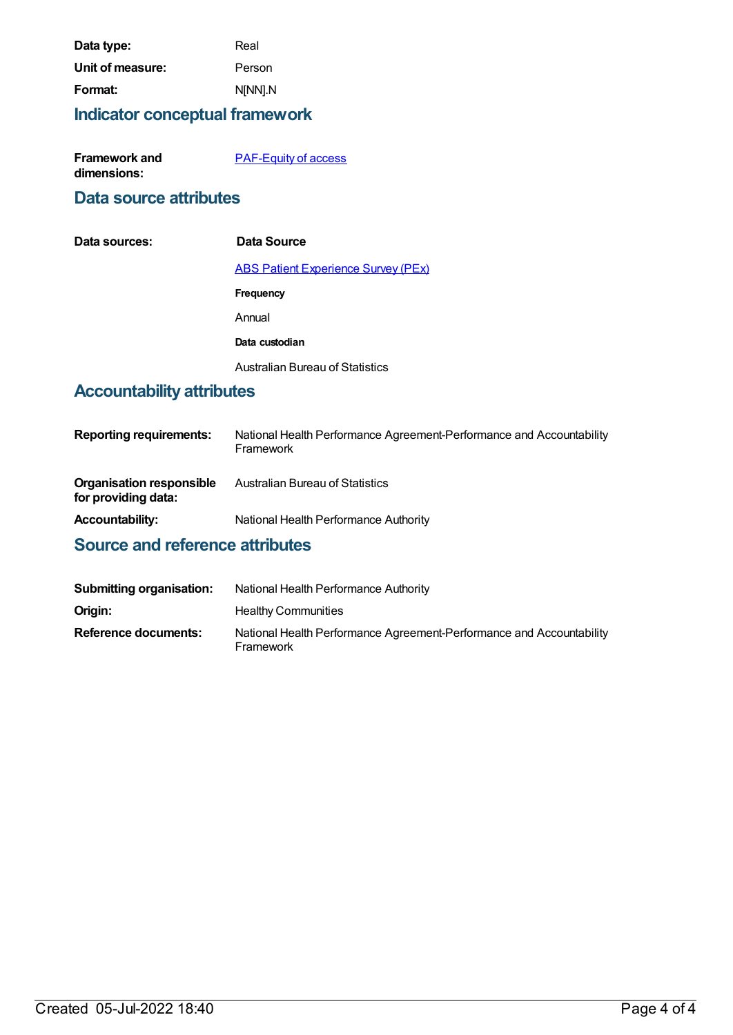**Data type:** Real

**Unit of measure:** Person

**Format:** N[NN].N

## Indicator conceptual framework

**Framework and dimensions:** PAF-Equity of access

## Data source attributes

**Data sources:**

**Data Source**

ABS Patient Experience Survey (PEx)

**Frequency**

Annual

**Data custodian**

Australian Bureau of Statistics

## Accountability attributes

**Reporting requirements:** National Health Performance Agreement-Performance and Accountability Framework

**Organisation responsible for providing data:** Australian Bureau of Statistics

**Accountability:** National Health Performance Authority

## Source and reference attributes

**Submitting organisation:** National Health Performance Authority

**Origin:** Healthy Communities

**Reference documents:** National Health Performance Agreement-Performance and Accountability Framework